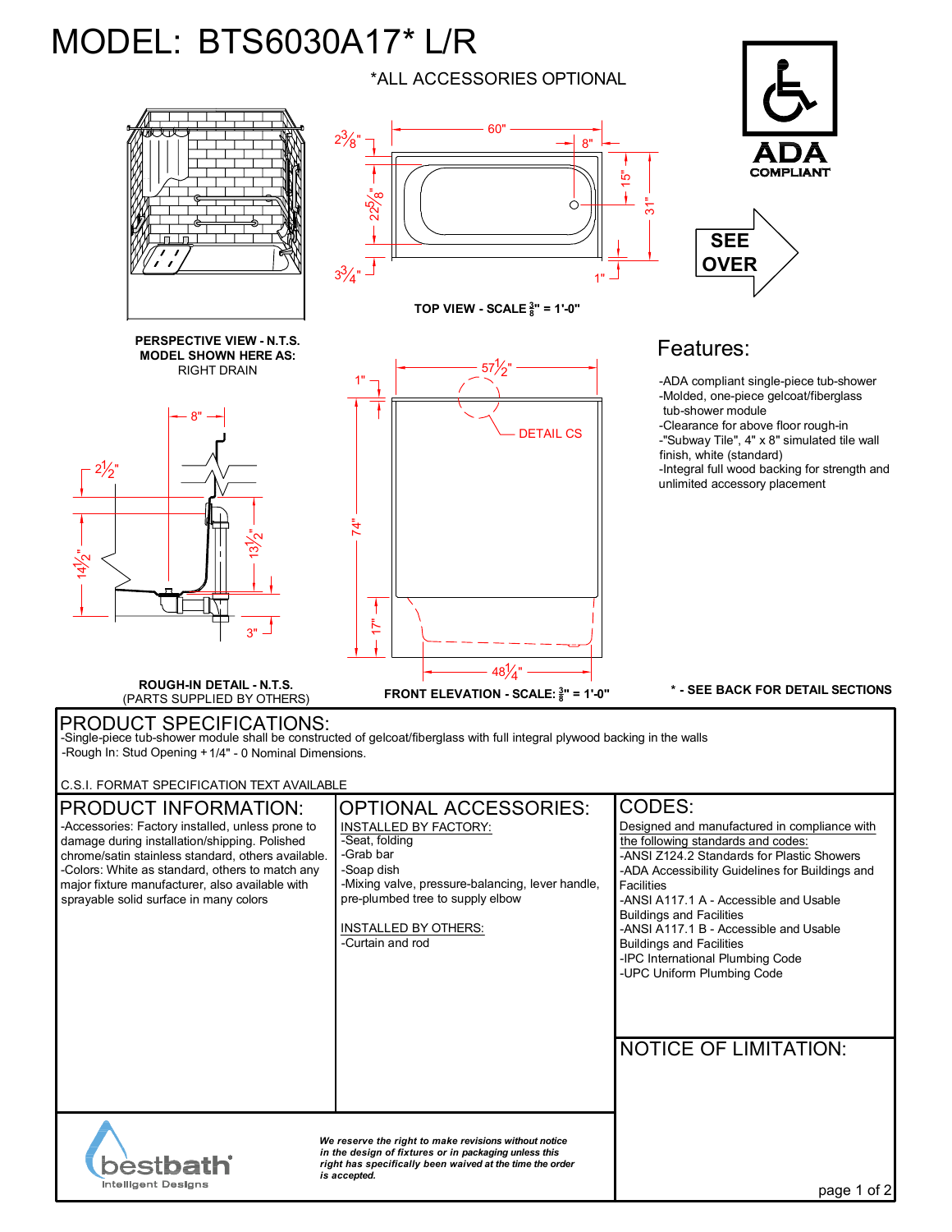# MODEL: BTS6030A17* L/R

*ALL ACCESSORIES OPTIONAL

ADA COMPLIANT

SEE OVER

PERSPECTIVE VIEW - N.T.S.
MODEL SHOWN HERE AS:
RIGHT DRAIN

TOP VIEW - SCALE $\frac{3}{8}$" = 1'-0"

60" | 8" | 2 3/8" | 22 5/8" | 15" | 31" | 3 3/4" | 1"

ROUGH-IN DETAIL - N.T.S.
(PARTS SUPPLIED BY OTHERS)

8" | 2 1/2" | 14 1/2" | 13 1/2" | 3"

FRONT ELEVATION - SCALE: $\frac{3}{8}$" = 1'-0"

57 1/2" | 1" | DETAIL CS | 74" | 17" | 48 1/4"

## Features:

- -ADA compliant single-piece tub-shower
- -Molded, one-piece gelcoat/fiberglass tub-shower module
- -Clearance for above floor rough-in
- -"Subway Tile", 4" x 8" simulated tile wall finish, white (standard)
- -Integral full wood backing for strength and unlimited accessory placement

**\* - SEE BACK FOR DETAIL SECTIONS**

## PRODUCT SPECIFICATIONS:

-Single-piece tub-shower module shall be constructed of gelcoat/fiberglass with full integral plywood backing in the walls
-Rough In: Stud Opening + 1/4" - 0 Nominal Dimensions.

C.S.I. FORMAT SPECIFICATION TEXT AVAILABLE

## PRODUCT INFORMATION:

-Accessories: Factory installed, unless prone to damage during installation/shipping. Polished chrome/satin stainless standard, others available.
-Colors: White as standard, others to match any major fixture manufacturer, also available with sprayable solid surface in many colors

## OPTIONAL ACCESSORIES:

INSTALLED BY FACTORY:
- -Seat, folding
- -Grab bar
- -Soap dish
- -Mixing valve, pressure-balancing, lever handle, pre-plumbed tree to supply elbow

INSTALLED BY OTHERS:
- -Curtain and rod

## CODES:

Designed and manufactured in compliance with the following standards and codes:
- -ANSI Z124.2 Standards for Plastic Showers
- -ADA Accessibility Guidelines for Buildings and Facilities
- -ANSI A117.1 A - Accessible and Usable Buildings and Facilities
- -ANSI A117.1 B - Accessible and Usable Buildings and Facilities
- -IPC International Plumbing Code
- -UPC Uniform Plumbing Code

## NOTICE OF LIMITATION:

bestbath Intelligent Designs

*We reserve the right to make revisions without notice in the design of fixtures or in packaging unless this right has specifically been waived at the time the order is accepted.*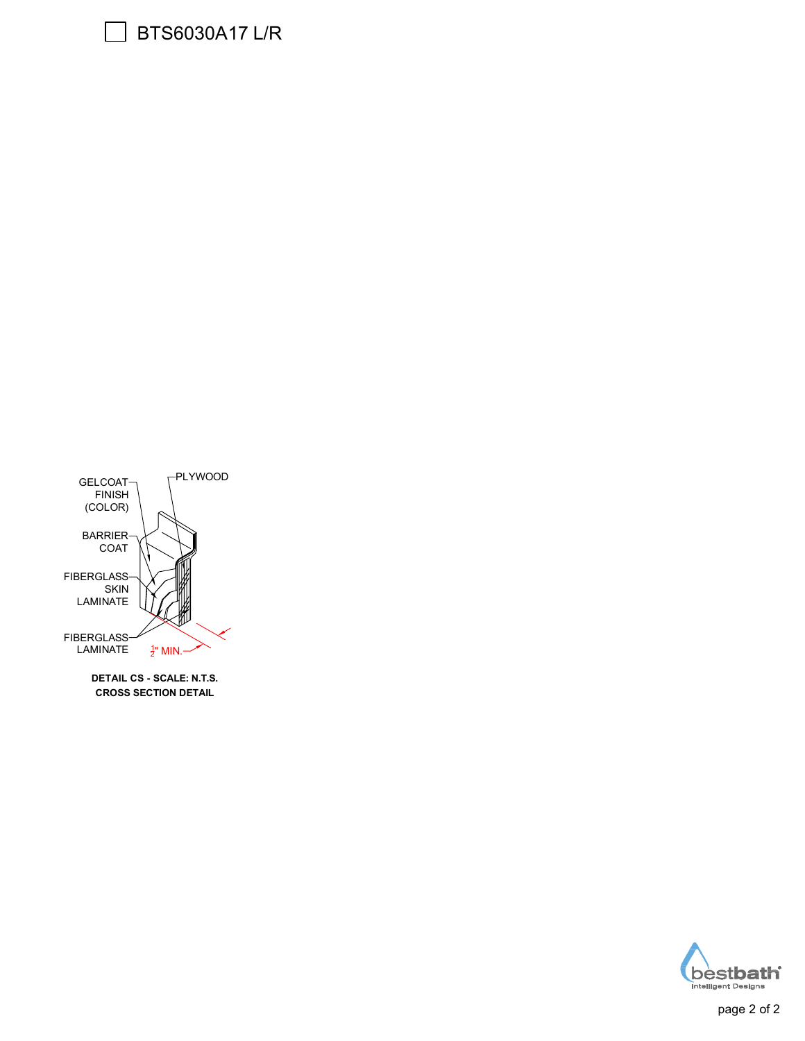☐ BTS6030A17 L/R

GELCOAT FINISH (COLOR)

PLYWOOD

BARRIER COAT

FIBERGLASS SKIN LAMINATE

FIBERGLASS LAMINATE

½" MIN.

**DETAIL CS - SCALE: N.T.S.**
**CROSS SECTION DETAIL**

bestbath
Intelligent Designs